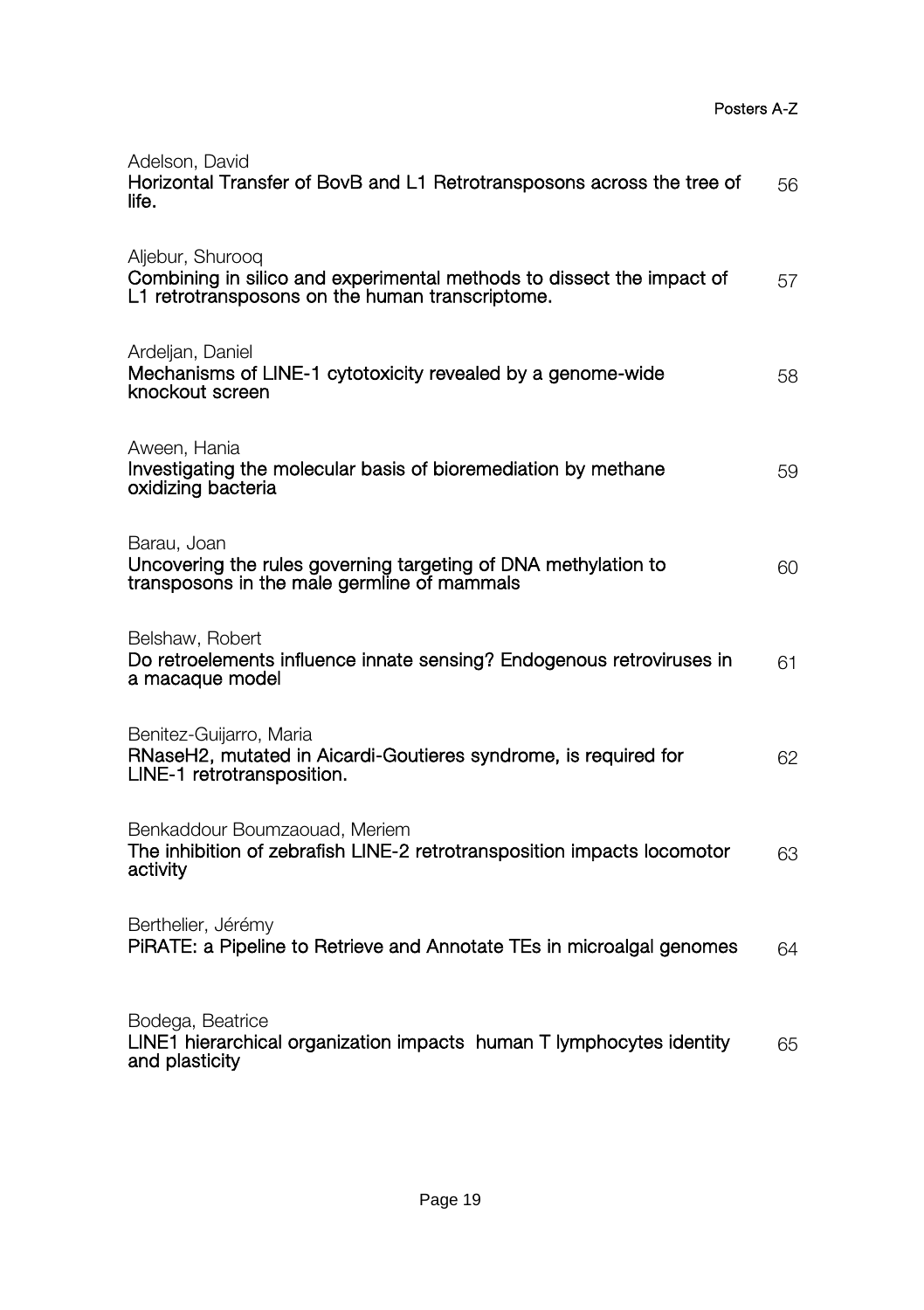## Posters A-Z

| Author / Title | Page |
| --- | --- |
| Adelson, David<br>**Horizontal Transfer of BovB and L1 Retrotransposons across the tree of life.** | 56 |
| Aljebur, Shurooq<br>**Combining in silico and experimental methods to dissect the impact of L1 retrotransposons on the human transcriptome.** | 57 |
| Ardeljan, Daniel<br>**Mechanisms of LINE-1 cytotoxicity revealed by a genome-wide knockout screen** | 58 |
| Aween, Hania<br>**Investigating the molecular basis of bioremediation by methane oxidizing bacteria** | 59 |
| Barau, Joan<br>**Uncovering the rules governing targeting of DNA methylation to transposons in the male germline of mammals** | 60 |
| Belshaw, Robert<br>**Do retroelements influence innate sensing? Endogenous retroviruses in a macaque model** | 61 |
| Benitez-Guijarro, Maria<br>**RNaseH2, mutated in Aicardi-Goutieres syndrome, is required for LINE-1 retrotransposition.** | 62 |
| Benkaddour Boumzaouad, Meriem<br>**The inhibition of zebrafish LINE-2 retrotransposition impacts locomotor activity** | 63 |
| Berthelier, Jérémy<br>**PiRATE: a Pipeline to Retrieve and Annotate TEs in microalgal genomes** | 64 |
| Bodega, Beatrice<br>**LINE1 hierarchical organization impacts human T lymphocytes identity and plasticity** | 65 |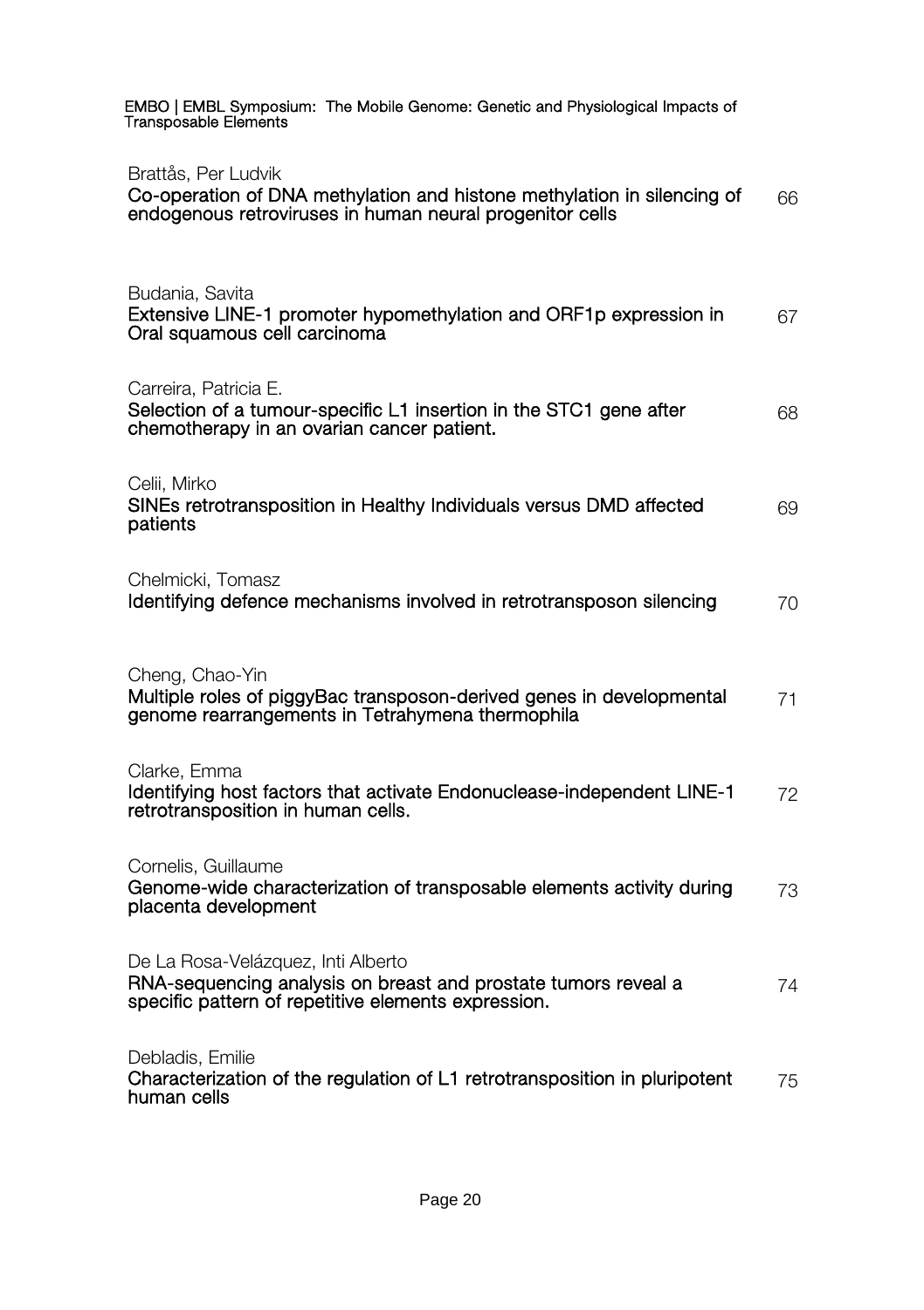Brattås, Per Ludvik
**Co-operation of DNA methylation and histone methylation in silencing of endogenous retroviruses in human neural progenitor cells** 66

Budania, Savita
**Extensive LINE-1 promoter hypomethylation and ORF1p expression in Oral squamous cell carcinoma** 67

Carreira, Patricia E.
**Selection of a tumour-specific L1 insertion in the STC1 gene after chemotherapy in an ovarian cancer patient.** 68

Celii, Mirko
**SINEs retrotransposition in Healthy Individuals versus DMD affected patients** 69

Chelmicki, Tomasz
**Identifying defence mechanisms involved in retrotransposon silencing** 70

Cheng, Chao-Yin
**Multiple roles of piggyBac transposon-derived genes in developmental genome rearrangements in Tetrahymena thermophila** 71

Clarke, Emma
**Identifying host factors that activate Endonuclease-independent LINE-1 retrotransposition in human cells.** 72

Cornelis, Guillaume
**Genome-wide characterization of transposable elements activity during placenta development** 73

De La Rosa-Velázquez, Inti Alberto
**RNA-sequencing analysis on breast and prostate tumors reveal a specific pattern of repetitive elements expression.** 74

Debladis, Emilie
**Characterization of the regulation of L1 retrotransposition in pluripotent human cells** 75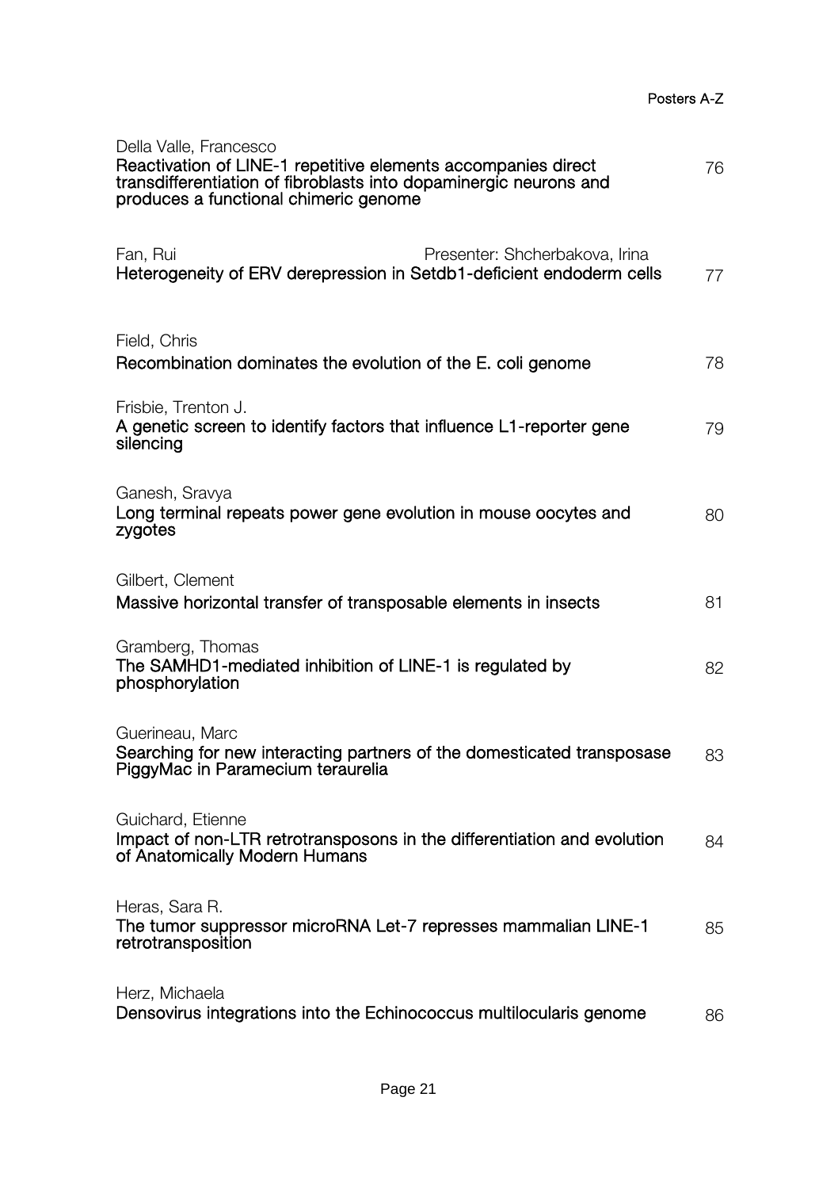Della Valle, Francesco
**Reactivation of LINE-1 repetitive elements accompanies direct transdifferentiation of fibroblasts into dopaminergic neurons and produces a functional chimeric genome** 76

Fan, Rui — Presenter: Shcherbakova, Irina
**Heterogeneity of ERV derepression in Setdb1-deficient endoderm cells** 77

Field, Chris
**Recombination dominates the evolution of the E. coli genome** 78

Frisbie, Trenton J.
**A genetic screen to identify factors that influence L1-reporter gene silencing** 79

Ganesh, Sravya
**Long terminal repeats power gene evolution in mouse oocytes and zygotes** 80

Gilbert, Clement
**Massive horizontal transfer of transposable elements in insects** 81

Gramberg, Thomas
**The SAMHD1-mediated inhibition of LINE-1 is regulated by phosphorylation** 82

Guerineau, Marc
**Searching for new interacting partners of the domesticated transposase PiggyMac in Paramecium teraurelia** 83

Guichard, Etienne
**Impact of non-LTR retrotransposons in the differentiation and evolution of Anatomically Modern Humans** 84

Heras, Sara R.
**The tumor suppressor microRNA Let-7 represses mammalian LINE-1 retrotransposition** 85

Herz, Michaela
**Densovirus integrations into the Echinococcus multilocularis genome** 86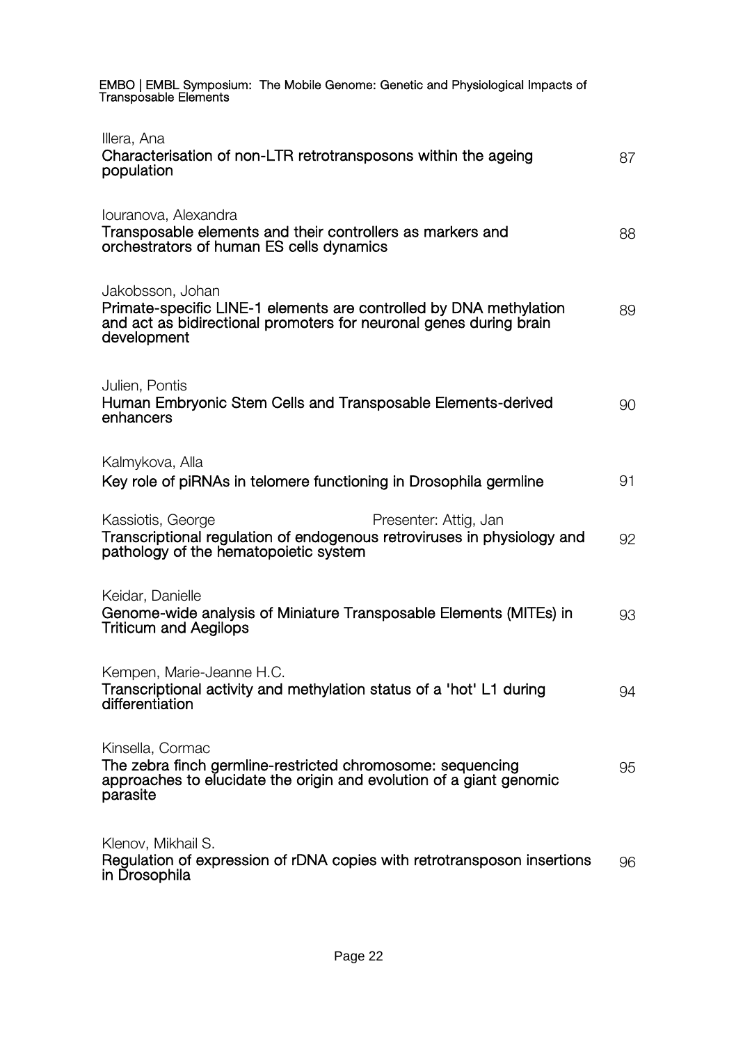Illera, Ana
**Characterisation of non-LTR retrotransposons within the ageing population** 87

Iouranova, Alexandra
**Transposable elements and their controllers as markers and orchestrators of human ES cells dynamics** 88

Jakobsson, Johan
**Primate-specific LINE-1 elements are controlled by DNA methylation and act as bidirectional promoters for neuronal genes during brain development** 89

Julien, Pontis
**Human Embryonic Stem Cells and Transposable Elements-derived enhancers** 90

Kalmykova, Alla
**Key role of piRNAs in telomere functioning in Drosophila germline** 91

Kassiotis, George — Presenter: Attig, Jan
**Transcriptional regulation of endogenous retroviruses in physiology and pathology of the hematopoietic system** 92

Keidar, Danielle
**Genome-wide analysis of Miniature Transposable Elements (MITEs) in Triticum and Aegilops** 93

Kempen, Marie-Jeanne H.C.
**Transcriptional activity and methylation status of a 'hot' L1 during differentiation** 94

Kinsella, Cormac
**The zebra finch germline-restricted chromosome: sequencing approaches to elucidate the origin and evolution of a giant genomic parasite** 95

Klenov, Mikhail S.
**Regulation of expression of rDNA copies with retrotransposon insertions in Drosophila** 96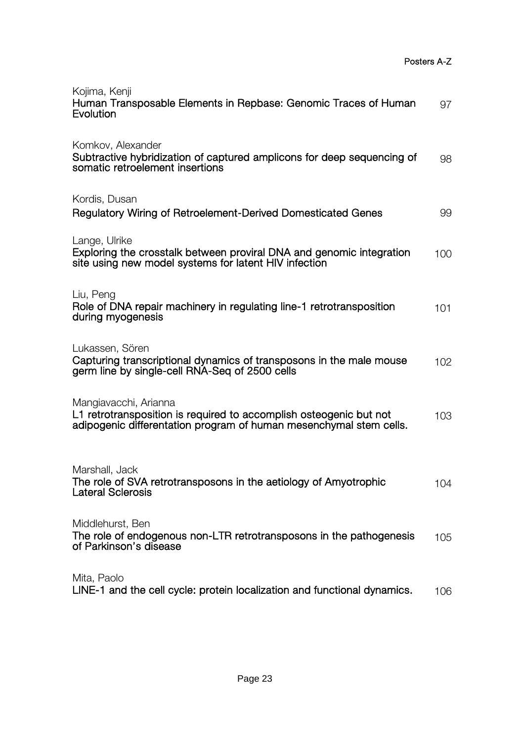Kojima, Kenji
**Human Transposable Elements in Repbase: Genomic Traces of Human Evolution** 97

Komkov, Alexander
**Subtractive hybridization of captured amplicons for deep sequencing of somatic retroelement insertions** 98

Kordis, Dusan
**Regulatory Wiring of Retroelement-Derived Domesticated Genes** 99

Lange, Ulrike
**Exploring the crosstalk between proviral DNA and genomic integration site using new model systems for latent HIV infection** 100

Liu, Peng
**Role of DNA repair machinery in regulating line-1 retrotransposition during myogenesis** 101

Lukassen, Sören
**Capturing transcriptional dynamics of transposons in the male mouse germ line by single-cell RNA-Seq of 2500 cells** 102

Mangiavacchi, Arianna
**L1 retrotransposition is required to accomplish osteogenic but not adipogenic differentation program of human mesenchymal stem cells.** 103

Marshall, Jack
**The role of SVA retrotransposons in the aetiology of Amyotrophic Lateral Sclerosis** 104

Middlehurst, Ben
**The role of endogenous non-LTR retrotransposons in the pathogenesis of Parkinson's disease** 105

Mita, Paolo
**LINE-1 and the cell cycle: protein localization and functional dynamics.** 106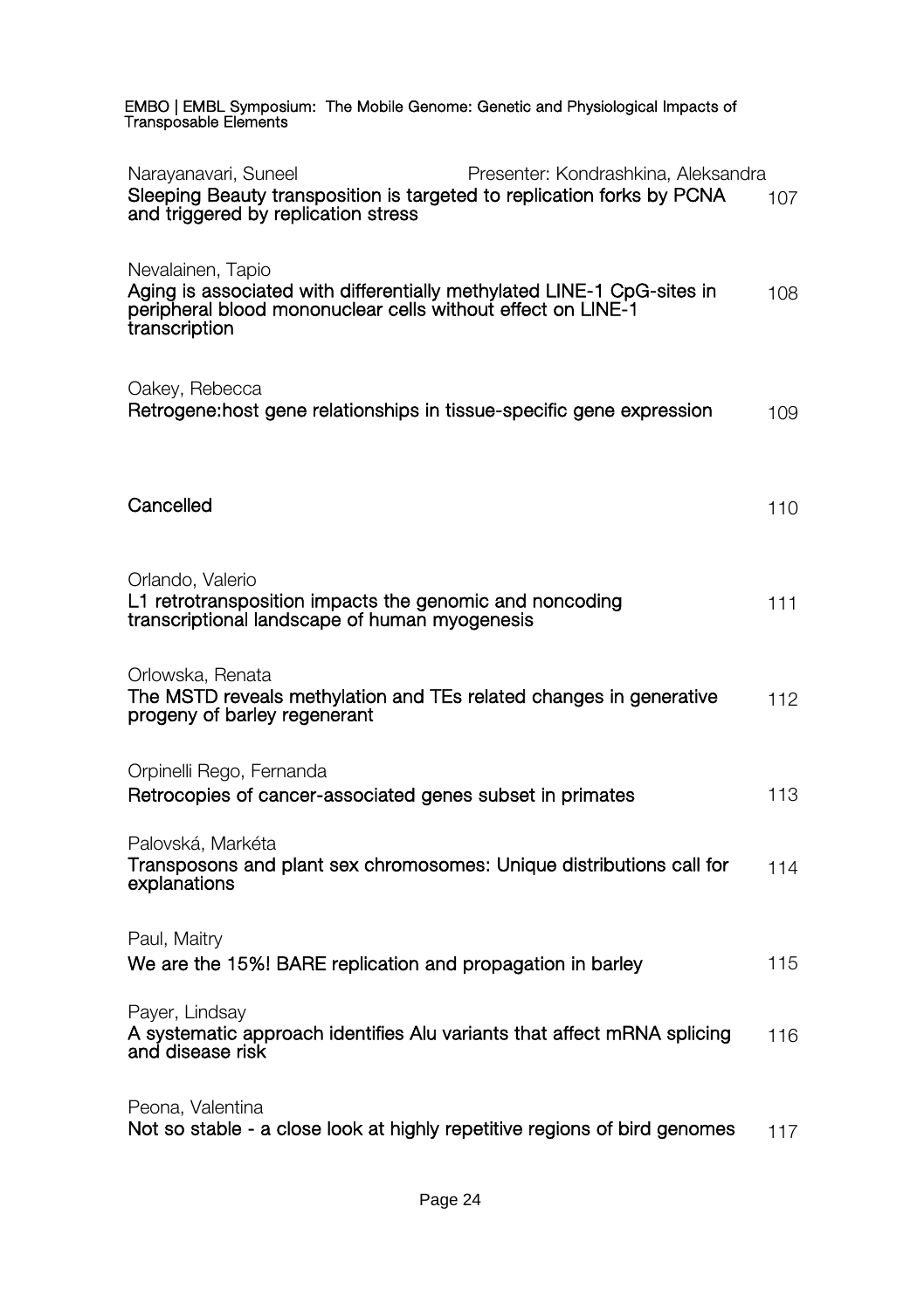Narayanavari, Suneel — Presenter: Kondrashkina, Aleksandra

**Sleeping Beauty transposition is targeted to replication forks by PCNA and triggered by replication stress** — 107

Nevalainen, Tapio

**Aging is associated with differentially methylated LINE-1 CpG-sites in peripheral blood mononuclear cells without effect on LINE-1 transcription** — 108

Oakey, Rebecca

**Retrogene:host gene relationships in tissue-specific gene expression** — 109

**Cancelled** — 110

Orlando, Valerio

**L1 retrotransposition impacts the genomic and noncoding transcriptional landscape of human myogenesis** — 111

Orlowska, Renata

**The MSTD reveals methylation and TEs related changes in generative progeny of barley regenerant** — 112

Orpinelli Rego, Fernanda

**Retrocopies of cancer-associated genes subset in primates** — 113

Palovská, Markéta

**Transposons and plant sex chromosomes: Unique distributions call for explanations** — 114

Paul, Maitry

**We are the 15%! BARE replication and propagation in barley** — 115

Payer, Lindsay

**A systematic approach identifies Alu variants that affect mRNA splicing and disease risk** — 116

Peona, Valentina

**Not so stable - a close look at highly repetitive regions of bird genomes** — 117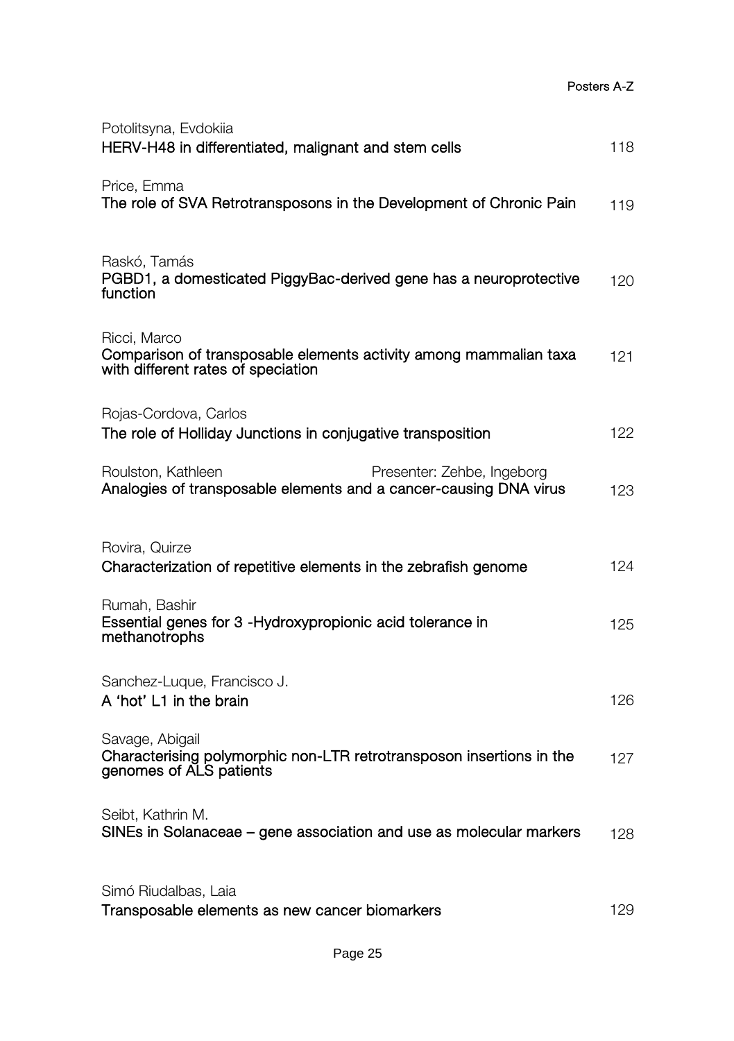Potolitsyna, Evdokiia
**HERV-H48 in differentiated, malignant and stem cells** 118

Price, Emma
**The role of SVA Retrotransposons in the Development of Chronic Pain** 119

Raskó, Tamás
**PGBD1, a domesticated PiggyBac-derived gene has a neuroprotective function** 120

Ricci, Marco
**Comparison of transposable elements activity among mammalian taxa with different rates of speciation** 121

Rojas-Cordova, Carlos
**The role of Holliday Junctions in conjugative transposition** 122

Roulston, Kathleen — Presenter: Zehbe, Ingeborg
**Analogies of transposable elements and a cancer-causing DNA virus** 123

Rovira, Quirze
**Characterization of repetitive elements in the zebrafish genome** 124

Rumah, Bashir
**Essential genes for 3 -Hydroxypropionic acid tolerance in methanotrophs** 125

Sanchez-Luque, Francisco J.
**A 'hot' L1 in the brain** 126

Savage, Abigail
**Characterising polymorphic non-LTR retrotransposon insertions in the genomes of ALS patients** 127

Seibt, Kathrin M.
**SINEs in Solanaceae – gene association and use as molecular markers** 128

Simó Riudalbas, Laia
**Transposable elements as new cancer biomarkers** 129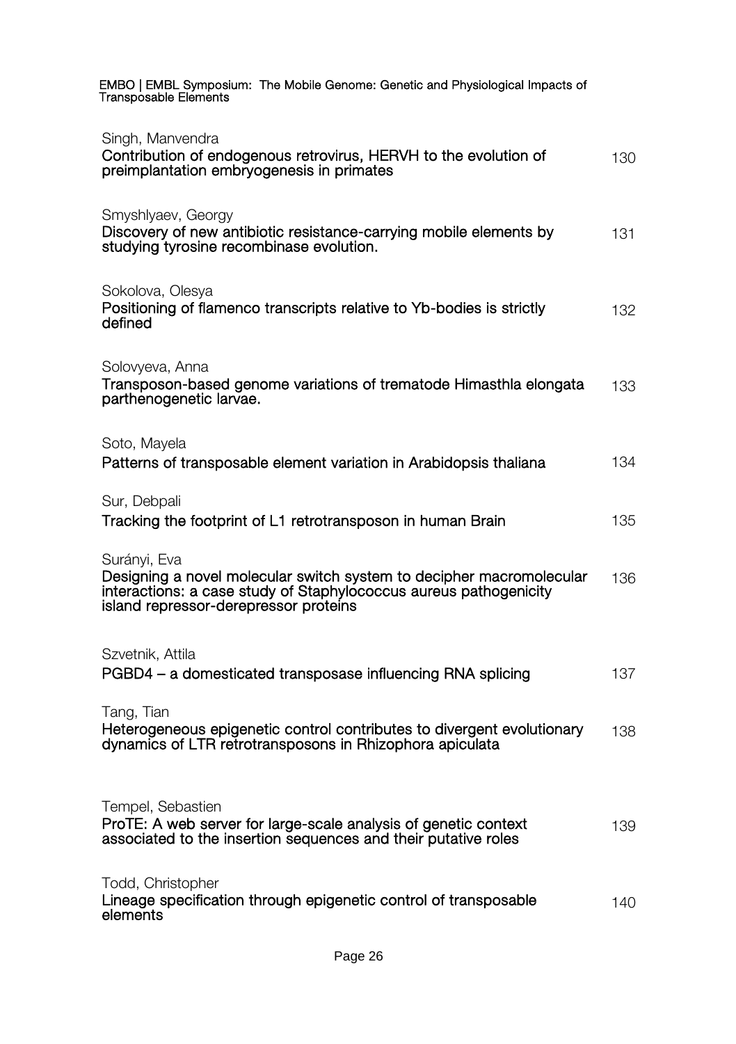Singh, Manvendra
**Contribution of endogenous retrovirus, HERVH to the evolution of preimplantation embryogenesis in primates** 130

Smyshlyaev, Georgy
**Discovery of new antibiotic resistance-carrying mobile elements by studying tyrosine recombinase evolution.** 131

Sokolova, Olesya
**Positioning of flamenco transcripts relative to Yb-bodies is strictly defined** 132

Solovyeva, Anna
**Transposon-based genome variations of trematode Himasthla elongata parthenogenetic larvae.** 133

Soto, Mayela
**Patterns of transposable element variation in Arabidopsis thaliana** 134

Sur, Debpali
**Tracking the footprint of L1 retrotransposon in human Brain** 135

Surányi, Eva
**Designing a novel molecular switch system to decipher macromolecular interactions: a case study of Staphylococcus aureus pathogenicity island repressor-derepressor proteins** 136

Szvetnik, Attila
**PGBD4 – a domesticated transposase influencing RNA splicing** 137

Tang, Tian
**Heterogeneous epigenetic control contributes to divergent evolutionary dynamics of LTR retrotransposons in Rhizophora apiculata** 138

Tempel, Sebastien
**ProTE: A web server for large-scale analysis of genetic context associated to the insertion sequences and their putative roles** 139

Todd, Christopher
**Lineage specification through epigenetic control of transposable elements** 140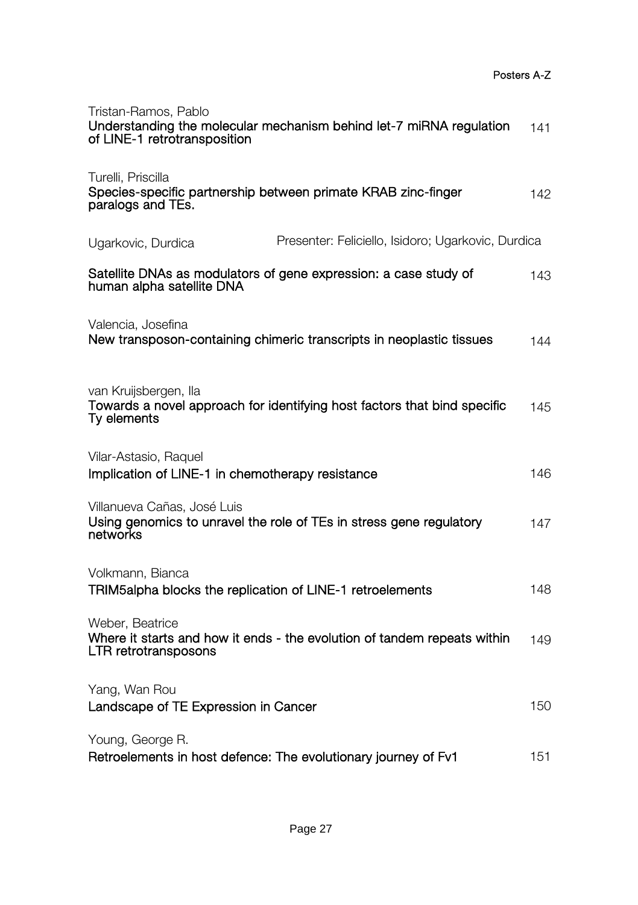Tristan-Ramos, Pablo
**Understanding the molecular mechanism behind let-7 miRNA regulation of LINE-1 retrotransposition** 141

Turelli, Priscilla
**Species-specific partnership between primate KRAB zinc-finger paralogs and TEs.** 142

Ugarkovic, Durdica — Presenter: Feliciello, Isidoro; Ugarkovic, Durdica
**Satellite DNAs as modulators of gene expression: a case study of human alpha satellite DNA** 143

Valencia, Josefina
**New transposon-containing chimeric transcripts in neoplastic tissues** 144

van Kruijsbergen, Ila
**Towards a novel approach for identifying host factors that bind specific Ty elements** 145

Vilar-Astasio, Raquel
**Implication of LINE-1 in chemotherapy resistance** 146

Villanueva Cañas, José Luis
**Using genomics to unravel the role of TEs in stress gene regulatory networks** 147

Volkmann, Bianca
**TRIM5alpha blocks the replication of LINE-1 retroelements** 148

Weber, Beatrice
**Where it starts and how it ends - the evolution of tandem repeats within LTR retrotransposons** 149

Yang, Wan Rou
**Landscape of TE Expression in Cancer** 150

Young, George R.
**Retroelements in host defence: The evolutionary journey of Fv1** 151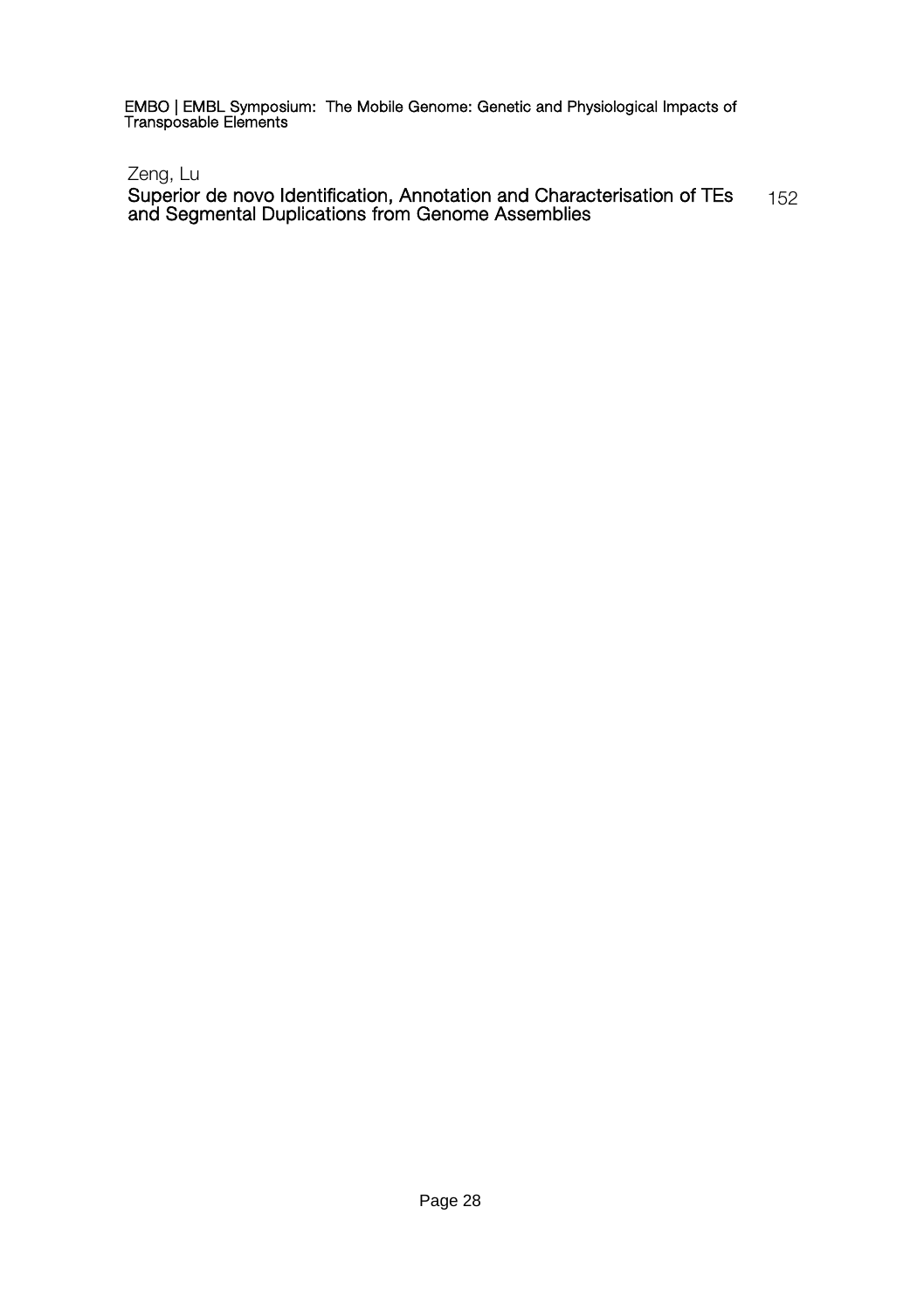Zeng, Lu

**Superior de novo Identification, Annotation and Characterisation of TEs and Segmental Duplications from Genome Assemblies** 152